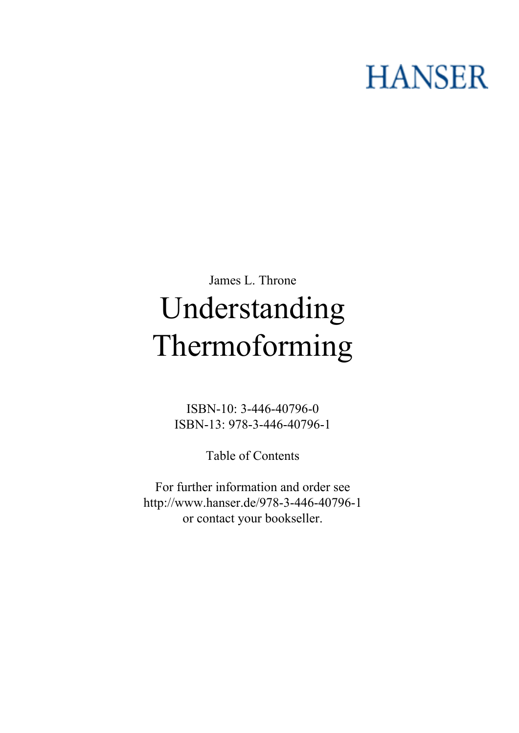HANSER

James L. Throne

# Understanding Thermoforming

ISBN-10: 3-446-40796-0
ISBN-13: 978-3-446-40796-1

Table of Contents

For further information and order see
http://www.hanser.de/978-3-446-40796-1
or contact your bookseller.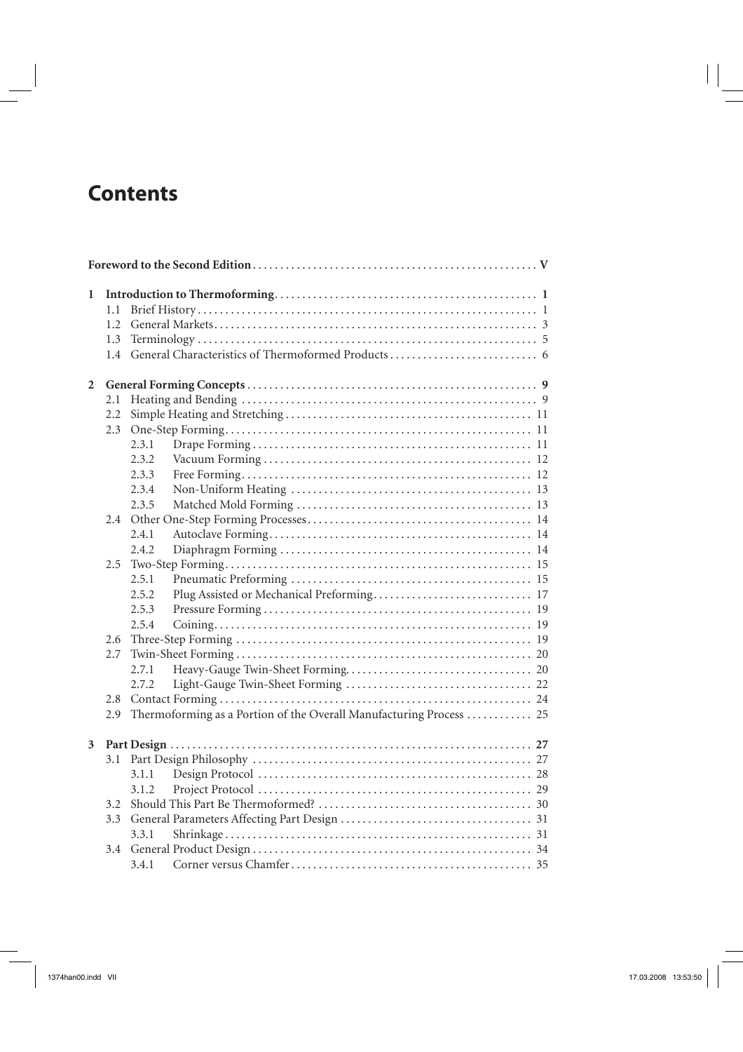# Contents

**Foreword to the Second Edition** . . . . . . . . . . . . . . . . . . . . . . . . . . . . . . . . . . . . . . . . . . . . . . . . . . . . **V**

**1 Introduction to Thermoforming** . . . . . . . . . . . . . . . . . . . . . . . . . . . . . . . . . . . . . . . . . . . . . . . **1**

- 1.1 Brief History . . . . . . . . . . . . . . . . . . . . . . . . . . . . . . . . . . . . . . . . . . . . . . . . . . . . . . . . . . . . . 1
- 1.2 General Markets . . . . . . . . . . . . . . . . . . . . . . . . . . . . . . . . . . . . . . . . . . . . . . . . . . . . . . . . . . 3
- 1.3 Terminology . . . . . . . . . . . . . . . . . . . . . . . . . . . . . . . . . . . . . . . . . . . . . . . . . . . . . . . . . . . . . 5
- 1.4 General Characteristics of Thermoformed Products . . . . . . . . . . . . . . . . . . . . . . . . . . 6

**2 General Forming Concepts** . . . . . . . . . . . . . . . . . . . . . . . . . . . . . . . . . . . . . . . . . . . . . . . . . . . **9**

- 2.1 Heating and Bending . . . . . . . . . . . . . . . . . . . . . . . . . . . . . . . . . . . . . . . . . . . . . . . . . . . . . 9
- 2.2 Simple Heating and Stretching . . . . . . . . . . . . . . . . . . . . . . . . . . . . . . . . . . . . . . . . . . . . 11
- 2.3 One-Step Forming . . . . . . . . . . . . . . . . . . . . . . . . . . . . . . . . . . . . . . . . . . . . . . . . . . . . . . . 11
  - 2.3.1 Drape Forming . . . . . . . . . . . . . . . . . . . . . . . . . . . . . . . . . . . . . . . . . . . . . . . . . . . 11
  - 2.3.2 Vacuum Forming . . . . . . . . . . . . . . . . . . . . . . . . . . . . . . . . . . . . . . . . . . . . . . . . . 12
  - 2.3.3 Free Forming . . . . . . . . . . . . . . . . . . . . . . . . . . . . . . . . . . . . . . . . . . . . . . . . . . . . 12
  - 2.3.4 Non-Uniform Heating . . . . . . . . . . . . . . . . . . . . . . . . . . . . . . . . . . . . . . . . . . . . 13
  - 2.3.5 Matched Mold Forming . . . . . . . . . . . . . . . . . . . . . . . . . . . . . . . . . . . . . . . . . . 13
- 2.4 Other One-Step Forming Processes . . . . . . . . . . . . . . . . . . . . . . . . . . . . . . . . . . . . . . . . 14
  - 2.4.1 Autoclave Forming . . . . . . . . . . . . . . . . . . . . . . . . . . . . . . . . . . . . . . . . . . . . . . . 14
  - 2.4.2 Diaphragm Forming . . . . . . . . . . . . . . . . . . . . . . . . . . . . . . . . . . . . . . . . . . . . . 14
- 2.5 Two-Step Forming . . . . . . . . . . . . . . . . . . . . . . . . . . . . . . . . . . . . . . . . . . . . . . . . . . . . . . . 15
  - 2.5.1 Pneumatic Preforming . . . . . . . . . . . . . . . . . . . . . . . . . . . . . . . . . . . . . . . . . . . 15
  - 2.5.2 Plug Assisted or Mechanical Preforming . . . . . . . . . . . . . . . . . . . . . . . . . . . . 17
  - 2.5.3 Pressure Forming . . . . . . . . . . . . . . . . . . . . . . . . . . . . . . . . . . . . . . . . . . . . . . . . 19
  - 2.5.4 Coining . . . . . . . . . . . . . . . . . . . . . . . . . . . . . . . . . . . . . . . . . . . . . . . . . . . . . . . . . 19
- 2.6 Three-Step Forming . . . . . . . . . . . . . . . . . . . . . . . . . . . . . . . . . . . . . . . . . . . . . . . . . . . . . 19
- 2.7 Twin-Sheet Forming . . . . . . . . . . . . . . . . . . . . . . . . . . . . . . . . . . . . . . . . . . . . . . . . . . . . . 20
  - 2.7.1 Heavy-Gauge Twin-Sheet Forming . . . . . . . . . . . . . . . . . . . . . . . . . . . . . . . . . 20
  - 2.7.2 Light-Gauge Twin-Sheet Forming . . . . . . . . . . . . . . . . . . . . . . . . . . . . . . . . . 22
- 2.8 Contact Forming . . . . . . . . . . . . . . . . . . . . . . . . . . . . . . . . . . . . . . . . . . . . . . . . . . . . . . . . 24
- 2.9 Thermoforming as a Portion of the Overall Manufacturing Process . . . . . . . . . . . . 25

**3 Part Design** . . . . . . . . . . . . . . . . . . . . . . . . . . . . . . . . . . . . . . . . . . . . . . . . . . . . . . . . . . . . . . . . . **27**

- 3.1 Part Design Philosophy . . . . . . . . . . . . . . . . . . . . . . . . . . . . . . . . . . . . . . . . . . . . . . . . . . 27
  - 3.1.1 Design Protocol . . . . . . . . . . . . . . . . . . . . . . . . . . . . . . . . . . . . . . . . . . . . . . . . . 28
  - 3.1.2 Project Protocol . . . . . . . . . . . . . . . . . . . . . . . . . . . . . . . . . . . . . . . . . . . . . . . . . 29
- 3.2 Should This Part Be Thermoformed? . . . . . . . . . . . . . . . . . . . . . . . . . . . . . . . . . . . . . . 30
- 3.3 General Parameters Affecting Part Design . . . . . . . . . . . . . . . . . . . . . . . . . . . . . . . . . . 31
  - 3.3.1 Shrinkage . . . . . . . . . . . . . . . . . . . . . . . . . . . . . . . . . . . . . . . . . . . . . . . . . . . . . . . 31
- 3.4 General Product Design . . . . . . . . . . . . . . . . . . . . . . . . . . . . . . . . . . . . . . . . . . . . . . . . . . 34
  - 3.4.1 Corner versus Chamfer . . . . . . . . . . . . . . . . . . . . . . . . . . . . . . . . . . . . . . . . . . . 35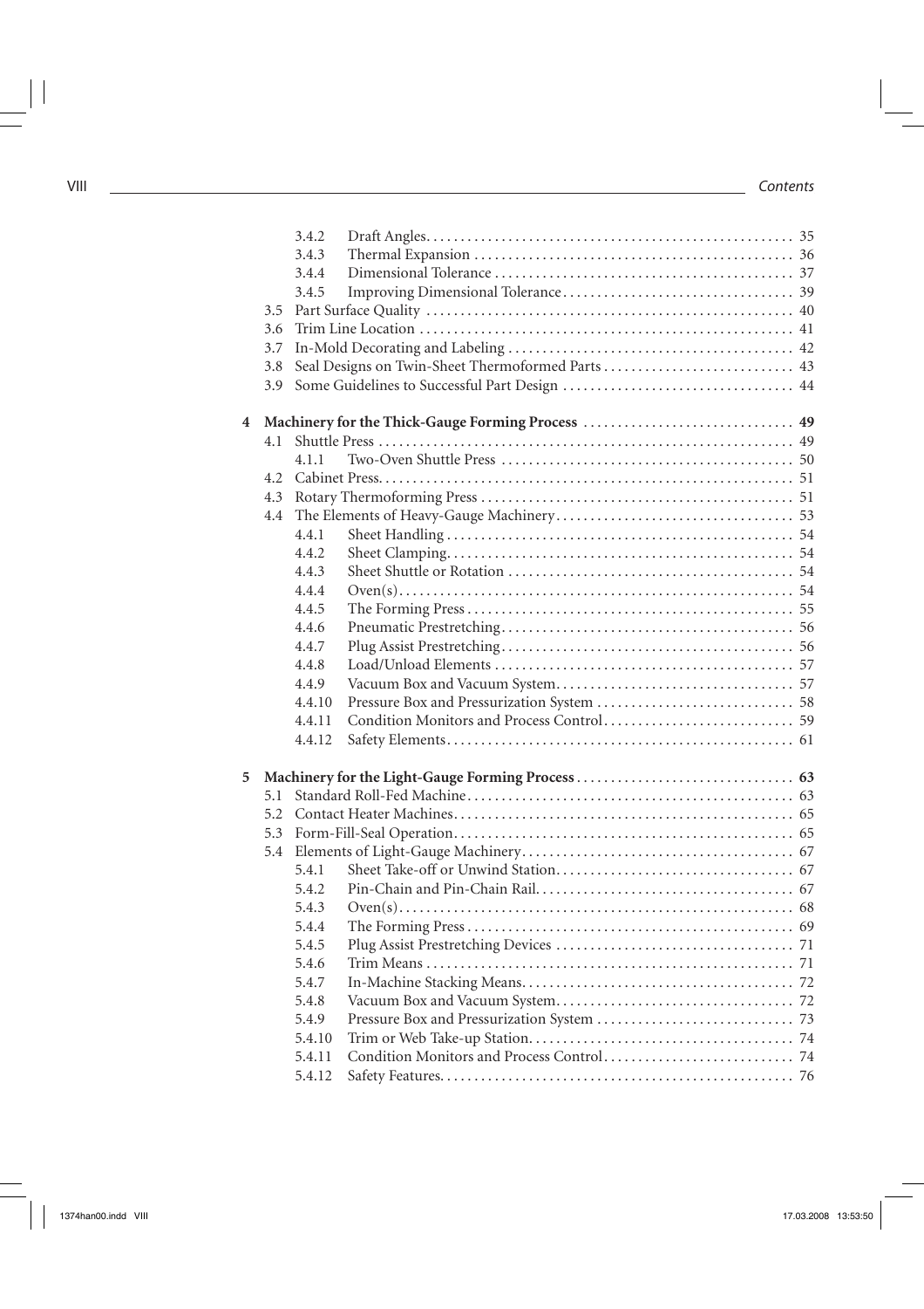3.4.2 Draft Angles ... 35
3.4.3 Thermal Expansion ... 36
3.4.4 Dimensional Tolerance ... 37
3.4.5 Improving Dimensional Tolerance ... 39
3.5 Part Surface Quality ... 40
3.6 Trim Line Location ... 41
3.7 In-Mold Decorating and Labeling ... 42
3.8 Seal Designs on Twin-Sheet Thermoformed Parts ... 43
3.9 Some Guidelines to Successful Part Design ... 44

**4 Machinery for the Thick-Gauge Forming Process ... 49**

4.1 Shuttle Press ... 49
4.1.1 Two-Oven Shuttle Press ... 50
4.2 Cabinet Press ... 51
4.3 Rotary Thermoforming Press ... 51
4.4 The Elements of Heavy-Gauge Machinery ... 53
4.4.1 Sheet Handling ... 54
4.4.2 Sheet Clamping ... 54
4.4.3 Sheet Shuttle or Rotation ... 54
4.4.4 Oven(s) ... 54
4.4.5 The Forming Press ... 55
4.4.6 Pneumatic Prestretching ... 56
4.4.7 Plug Assist Prestretching ... 56
4.4.8 Load/Unload Elements ... 57
4.4.9 Vacuum Box and Vacuum System ... 57
4.4.10 Pressure Box and Pressurization System ... 58
4.4.11 Condition Monitors and Process Control ... 59
4.4.12 Safety Elements ... 61

**5 Machinery for the Light-Gauge Forming Process ... 63**

5.1 Standard Roll-Fed Machine ... 63
5.2 Contact Heater Machines ... 65
5.3 Form-Fill-Seal Operation ... 65
5.4 Elements of Light-Gauge Machinery ... 67
5.4.1 Sheet Take-off or Unwind Station ... 67
5.4.2 Pin-Chain and Pin-Chain Rail ... 67
5.4.3 Oven(s) ... 68
5.4.4 The Forming Press ... 69
5.4.5 Plug Assist Prestretching Devices ... 71
5.4.6 Trim Means ... 71
5.4.7 In-Machine Stacking Means ... 72
5.4.8 Vacuum Box and Vacuum System ... 72
5.4.9 Pressure Box and Pressurization System ... 73
5.4.10 Trim or Web Take-up Station ... 74
5.4.11 Condition Monitors and Process Control ... 74
5.4.12 Safety Features ... 76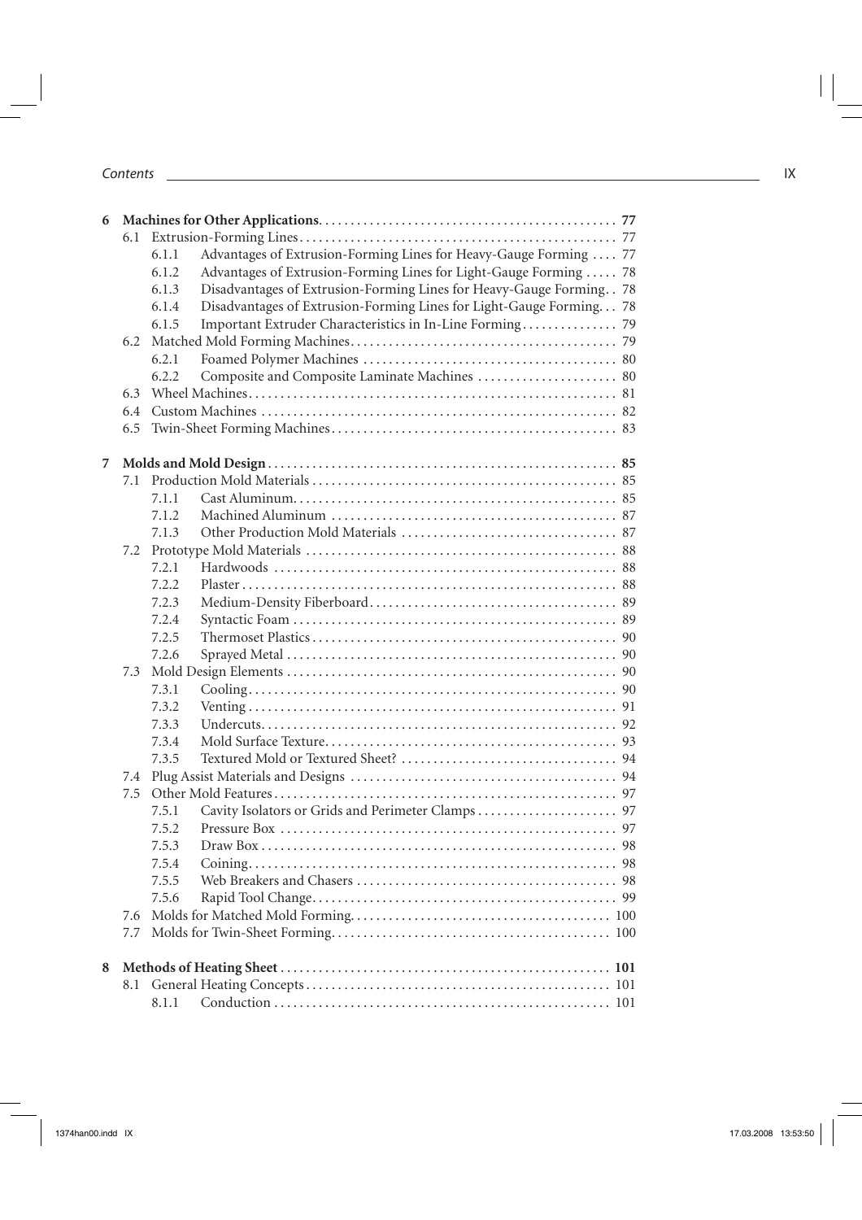**6 Machines for Other Applications** . . . . . . . . . . . . . . . . . . . . . . . . . . . . . . . . . . . . . . . . . . . . . . 77

6.1 Extrusion-Forming Lines . . . . . . . . . . . . . . . . . . . . . . . . . . . . . . . . . . . . . . . . . . . . . . . . . 77

6.1.1 Advantages of Extrusion-Forming Lines for Heavy-Gauge Forming . . . . 77

6.1.2 Advantages of Extrusion-Forming Lines for Light-Gauge Forming . . . . . 78

6.1.3 Disadvantages of Extrusion-Forming Lines for Heavy-Gauge Forming . . 78

6.1.4 Disadvantages of Extrusion-Forming Lines for Light-Gauge Forming . . . 78

6.1.5 Important Extruder Characteristics in In-Line Forming . . . . . . . . . . . . . . . 79

6.2 Matched Mold Forming Machines . . . . . . . . . . . . . . . . . . . . . . . . . . . . . . . . . . . . . . . . . 79

6.2.1 Foamed Polymer Machines . . . . . . . . . . . . . . . . . . . . . . . . . . . . . . . . . . . . . . . 80

6.2.2 Composite and Composite Laminate Machines . . . . . . . . . . . . . . . . . . . . . . 80

6.3 Wheel Machines . . . . . . . . . . . . . . . . . . . . . . . . . . . . . . . . . . . . . . . . . . . . . . . . . . . . . . . . 81

6.4 Custom Machines . . . . . . . . . . . . . . . . . . . . . . . . . . . . . . . . . . . . . . . . . . . . . . . . . . . . . . . 82

6.5 Twin-Sheet Forming Machines . . . . . . . . . . . . . . . . . . . . . . . . . . . . . . . . . . . . . . . . . . . . 83

**7 Molds and Mold Design** . . . . . . . . . . . . . . . . . . . . . . . . . . . . . . . . . . . . . . . . . . . . . . . . . . . . . 85

7.1 Production Mold Materials . . . . . . . . . . . . . . . . . . . . . . . . . . . . . . . . . . . . . . . . . . . . . . . 85

7.1.1 Cast Aluminum . . . . . . . . . . . . . . . . . . . . . . . . . . . . . . . . . . . . . . . . . . . . . . . . . . 85

7.1.2 Machined Aluminum . . . . . . . . . . . . . . . . . . . . . . . . . . . . . . . . . . . . . . . . . . . . . 87

7.1.3 Other Production Mold Materials . . . . . . . . . . . . . . . . . . . . . . . . . . . . . . . . . . 87

7.2 Prototype Mold Materials . . . . . . . . . . . . . . . . . . . . . . . . . . . . . . . . . . . . . . . . . . . . . . . . 88

7.2.1 Hardwoods . . . . . . . . . . . . . . . . . . . . . . . . . . . . . . . . . . . . . . . . . . . . . . . . . . . . . 88

7.2.2 Plaster . . . . . . . . . . . . . . . . . . . . . . . . . . . . . . . . . . . . . . . . . . . . . . . . . . . . . . . . . 88

7.2.3 Medium-Density Fiberboard . . . . . . . . . . . . . . . . . . . . . . . . . . . . . . . . . . . . . . 89

7.2.4 Syntactic Foam . . . . . . . . . . . . . . . . . . . . . . . . . . . . . . . . . . . . . . . . . . . . . . . . . . 89

7.2.5 Thermoset Plastics . . . . . . . . . . . . . . . . . . . . . . . . . . . . . . . . . . . . . . . . . . . . . . . 90

7.2.6 Sprayed Metal . . . . . . . . . . . . . . . . . . . . . . . . . . . . . . . . . . . . . . . . . . . . . . . . . . . 90

7.3 Mold Design Elements . . . . . . . . . . . . . . . . . . . . . . . . . . . . . . . . . . . . . . . . . . . . . . . . . . . 90

7.3.1 Cooling . . . . . . . . . . . . . . . . . . . . . . . . . . . . . . . . . . . . . . . . . . . . . . . . . . . . . . . . 90

7.3.2 Venting . . . . . . . . . . . . . . . . . . . . . . . . . . . . . . . . . . . . . . . . . . . . . . . . . . . . . . . . 91

7.3.3 Undercuts . . . . . . . . . . . . . . . . . . . . . . . . . . . . . . . . . . . . . . . . . . . . . . . . . . . . . . 92

7.3.4 Mold Surface Texture . . . . . . . . . . . . . . . . . . . . . . . . . . . . . . . . . . . . . . . . . . . . 93

7.3.5 Textured Mold or Textured Sheet? . . . . . . . . . . . . . . . . . . . . . . . . . . . . . . . . . 94

7.4 Plug Assist Materials and Designs . . . . . . . . . . . . . . . . . . . . . . . . . . . . . . . . . . . . . . . . . 94

7.5 Other Mold Features . . . . . . . . . . . . . . . . . . . . . . . . . . . . . . . . . . . . . . . . . . . . . . . . . . . . 97

7.5.1 Cavity Isolators or Grids and Perimeter Clamps . . . . . . . . . . . . . . . . . . . . . 97

7.5.2 Pressure Box . . . . . . . . . . . . . . . . . . . . . . . . . . . . . . . . . . . . . . . . . . . . . . . . . . . . 97

7.5.3 Draw Box . . . . . . . . . . . . . . . . . . . . . . . . . . . . . . . . . . . . . . . . . . . . . . . . . . . . . . 98

7.5.4 Coining . . . . . . . . . . . . . . . . . . . . . . . . . . . . . . . . . . . . . . . . . . . . . . . . . . . . . . . . 98

7.5.5 Web Breakers and Chasers . . . . . . . . . . . . . . . . . . . . . . . . . . . . . . . . . . . . . . . . 98

7.5.6 Rapid Tool Change . . . . . . . . . . . . . . . . . . . . . . . . . . . . . . . . . . . . . . . . . . . . . . . 99

7.6 Molds for Matched Mold Forming . . . . . . . . . . . . . . . . . . . . . . . . . . . . . . . . . . . . . . . . 100

7.7 Molds for Twin-Sheet Forming . . . . . . . . . . . . . . . . . . . . . . . . . . . . . . . . . . . . . . . . . . . 100

**8 Methods of Heating Sheet** . . . . . . . . . . . . . . . . . . . . . . . . . . . . . . . . . . . . . . . . . . . . . . . . . . 101

8.1 General Heating Concepts . . . . . . . . . . . . . . . . . . . . . . . . . . . . . . . . . . . . . . . . . . . . . . . 101

8.1.1 Conduction . . . . . . . . . . . . . . . . . . . . . . . . . . . . . . . . . . . . . . . . . . . . . . . . . . . . 101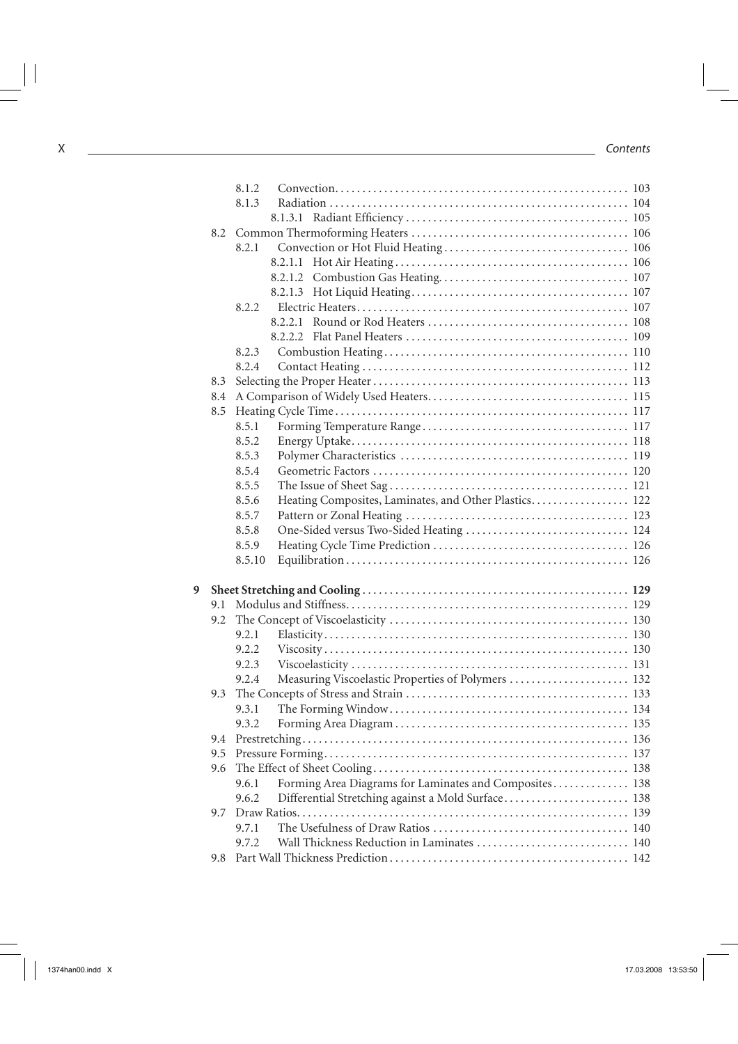8.1.2 Convection . . . . . . . . . . 103
8.1.3 Radiation . . . . . . . . . . 104
8.1.3.1 Radiant Efficiency . . . . . . . . . . 105

8.2 Common Thermoforming Heaters . . . . . . . . . . 106
8.2.1 Convection or Hot Fluid Heating . . . . . . . . . . 106
8.2.1.1 Hot Air Heating . . . . . . . . . . 106
8.2.1.2 Combustion Gas Heating . . . . . . . . . . 107
8.2.1.3 Hot Liquid Heating . . . . . . . . . . 107
8.2.2 Electric Heaters . . . . . . . . . . 107
8.2.2.1 Round or Rod Heaters . . . . . . . . . . 108
8.2.2.2 Flat Panel Heaters . . . . . . . . . . 109
8.2.3 Combustion Heating . . . . . . . . . . 110
8.2.4 Contact Heating . . . . . . . . . . 112

8.3 Selecting the Proper Heater . . . . . . . . . . 113

8.4 A Comparison of Widely Used Heaters . . . . . . . . . . 115

8.5 Heating Cycle Time . . . . . . . . . . 117
8.5.1 Forming Temperature Range . . . . . . . . . . 117
8.5.2 Energy Uptake . . . . . . . . . . 118
8.5.3 Polymer Characteristics . . . . . . . . . . 119
8.5.4 Geometric Factors . . . . . . . . . . 120
8.5.5 The Issue of Sheet Sag . . . . . . . . . . 121
8.5.6 Heating Composites, Laminates, and Other Plastics . . . . . . . . . . 122
8.5.7 Pattern or Zonal Heating . . . . . . . . . . 123
8.5.8 One-Sided versus Two-Sided Heating . . . . . . . . . . 124
8.5.9 Heating Cycle Time Prediction . . . . . . . . . . 126
8.5.10 Equilibration . . . . . . . . . . 126

**9 Sheet Stretching and Cooling . . . . . . . . . . 129**

9.1 Modulus and Stiffness . . . . . . . . . . 129

9.2 The Concept of Viscoelasticity . . . . . . . . . . 130
9.2.1 Elasticity . . . . . . . . . . 130
9.2.2 Viscosity . . . . . . . . . . 130
9.2.3 Viscoelasticity . . . . . . . . . . 131
9.2.4 Measuring Viscoelastic Properties of Polymers . . . . . . . . . . 132

9.3 The Concepts of Stress and Strain . . . . . . . . . . 133
9.3.1 The Forming Window . . . . . . . . . . 134
9.3.2 Forming Area Diagram . . . . . . . . . . 135

9.4 Prestretching . . . . . . . . . . 136

9.5 Pressure Forming . . . . . . . . . . 137

9.6 The Effect of Sheet Cooling . . . . . . . . . . 138
9.6.1 Forming Area Diagrams for Laminates and Composites . . . . . . . . . . 138
9.6.2 Differential Stretching against a Mold Surface . . . . . . . . . . 138

9.7 Draw Ratios . . . . . . . . . . 139
9.7.1 The Usefulness of Draw Ratios . . . . . . . . . . 140
9.7.2 Wall Thickness Reduction in Laminates . . . . . . . . . . 140

9.8 Part Wall Thickness Prediction . . . . . . . . . . 142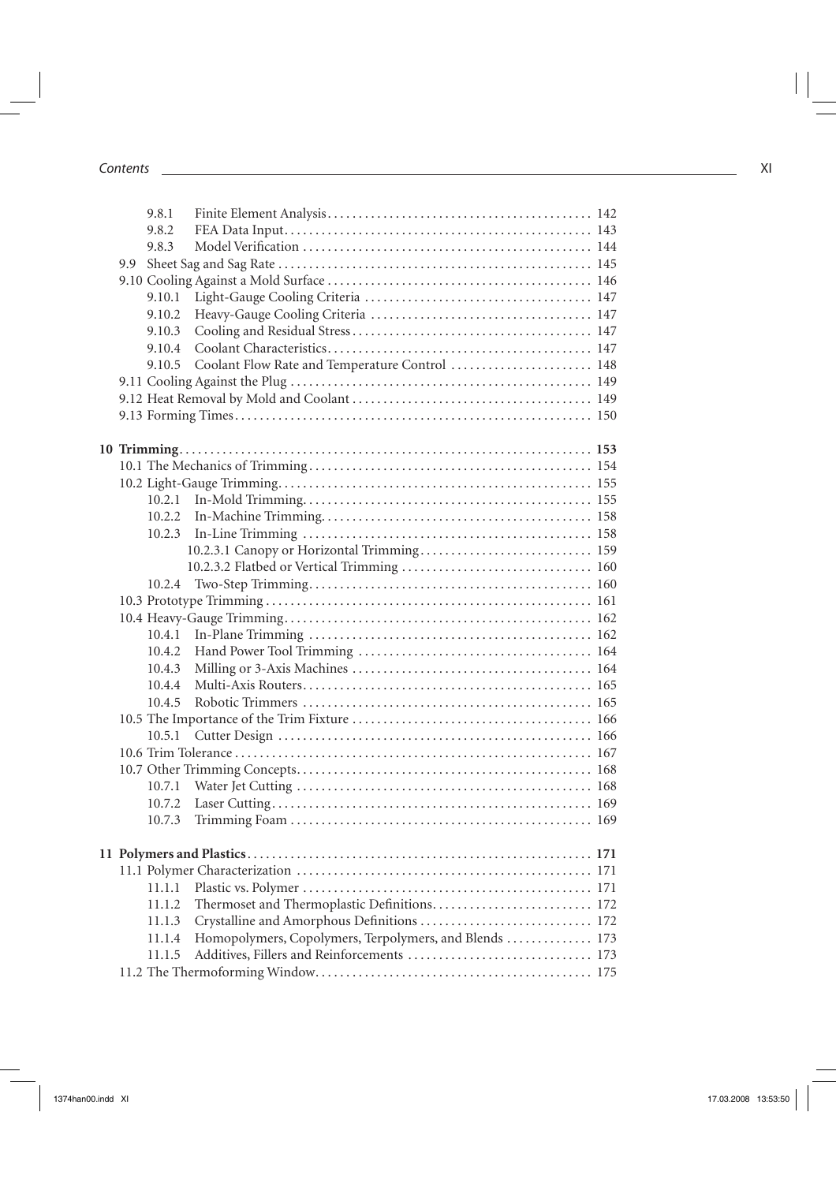9.8.1 Finite Element Analysis ... 142
9.8.2 FEA Data Input ... 143
9.8.3 Model Verification ... 144

9.9 Sheet Sag and Sag Rate ... 145

9.10 Cooling Against a Mold Surface ... 146
9.10.1 Light-Gauge Cooling Criteria ... 147
9.10.2 Heavy-Gauge Cooling Criteria ... 147
9.10.3 Cooling and Residual Stress ... 147
9.10.4 Coolant Characteristics ... 147
9.10.5 Coolant Flow Rate and Temperature Control ... 148

9.11 Cooling Against the Plug ... 149

9.12 Heat Removal by Mold and Coolant ... 149

9.13 Forming Times ... 150

**10 Trimming ... 153**

10.1 The Mechanics of Trimming ... 154

10.2 Light-Gauge Trimming ... 155
10.2.1 In-Mold Trimming ... 155
10.2.2 In-Machine Trimming ... 158
10.2.3 In-Line Trimming ... 158
10.2.3.1 Canopy or Horizontal Trimming ... 159
10.2.3.2 Flatbed or Vertical Trimming ... 160
10.2.4 Two-Step Trimming ... 160

10.3 Prototype Trimming ... 161

10.4 Heavy-Gauge Trimming ... 162
10.4.1 In-Plane Trimming ... 162
10.4.2 Hand Power Tool Trimming ... 164
10.4.3 Milling or 3-Axis Machines ... 164
10.4.4 Multi-Axis Routers ... 165
10.4.5 Robotic Trimmers ... 165

10.5 The Importance of the Trim Fixture ... 166
10.5.1 Cutter Design ... 166

10.6 Trim Tolerance ... 167

10.7 Other Trimming Concepts ... 168
10.7.1 Water Jet Cutting ... 168
10.7.2 Laser Cutting ... 169
10.7.3 Trimming Foam ... 169

**11 Polymers and Plastics ... 171**

11.1 Polymer Characterization ... 171
11.1.1 Plastic vs. Polymer ... 171
11.1.2 Thermoset and Thermoplastic Definitions ... 172
11.1.3 Crystalline and Amorphous Definitions ... 172
11.1.4 Homopolymers, Copolymers, Terpolymers, and Blends ... 173
11.1.5 Additives, Fillers and Reinforcements ... 173

11.2 The Thermoforming Window ... 175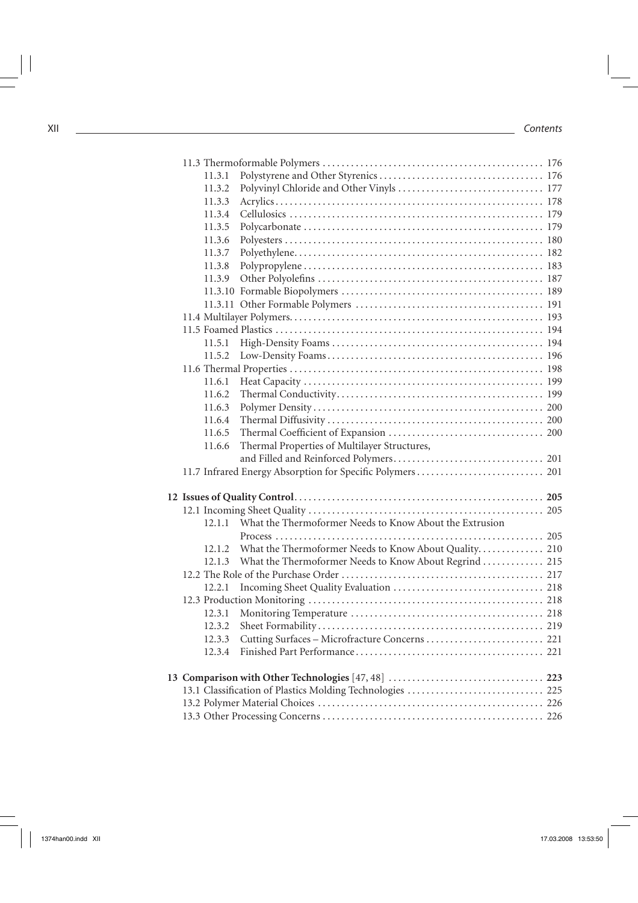11.3 Thermoformable Polymers . . . . . . . . . . 176

- 11.3.1 Polystyrene and Other Styrenics . . . . . . . . . . 176
- 11.3.2 Polyvinyl Chloride and Other Vinyls . . . . . . . . . . 177
- 11.3.3 Acrylics . . . . . . . . . . 178
- 11.3.4 Cellulosics . . . . . . . . . . 179
- 11.3.5 Polycarbonate . . . . . . . . . . 179
- 11.3.6 Polyesters . . . . . . . . . . 180
- 11.3.7 Polyethylene . . . . . . . . . . 182
- 11.3.8 Polypropylene . . . . . . . . . . 183
- 11.3.9 Other Polyolefins . . . . . . . . . . 187
- 11.3.10 Formable Biopolymers . . . . . . . . . . 189
- 11.3.11 Other Formable Polymers . . . . . . . . . . 191

11.4 Multilayer Polymers . . . . . . . . . . 193

11.5 Foamed Plastics . . . . . . . . . . 194

- 11.5.1 High-Density Foams . . . . . . . . . . 194
- 11.5.2 Low-Density Foams . . . . . . . . . . 196

11.6 Thermal Properties . . . . . . . . . . 198

- 11.6.1 Heat Capacity . . . . . . . . . . 199
- 11.6.2 Thermal Conductivity . . . . . . . . . . 199
- 11.6.3 Polymer Density . . . . . . . . . . 200
- 11.6.4 Thermal Diffusivity . . . . . . . . . . 200
- 11.6.5 Thermal Coefficient of Expansion . . . . . . . . . . 200
- 11.6.6 Thermal Properties of Multilayer Structures, and Filled and Reinforced Polymers . . . . . . . . . . 201

11.7 Infrared Energy Absorption for Specific Polymers . . . . . . . . . . 201

**12 Issues of Quality Control . . . . . . . . . . 205**

12.1 Incoming Sheet Quality . . . . . . . . . . 205

- 12.1.1 What the Thermoformer Needs to Know About the Extrusion Process . . . . . . . . . . 205
- 12.1.2 What the Thermoformer Needs to Know About Quality . . . . . . . . . . 210
- 12.1.3 What the Thermoformer Needs to Know About Regrind . . . . . . . . . . 215

12.2 The Role of the Purchase Order . . . . . . . . . . 217

- 12.2.1 Incoming Sheet Quality Evaluation . . . . . . . . . . 218

12.3 Production Monitoring . . . . . . . . . . 218

- 12.3.1 Monitoring Temperature . . . . . . . . . . 218
- 12.3.2 Sheet Formability . . . . . . . . . . 219
- 12.3.3 Cutting Surfaces – Microfracture Concerns . . . . . . . . . . 221
- 12.3.4 Finished Part Performance . . . . . . . . . . 221

**13 Comparison with Other Technologies** [47, 48] **. . . . . . . . . . 223**

13.1 Classification of Plastics Molding Technologies . . . . . . . . . . 225

13.2 Polymer Material Choices . . . . . . . . . . 226

13.3 Other Processing Concerns . . . . . . . . . . 226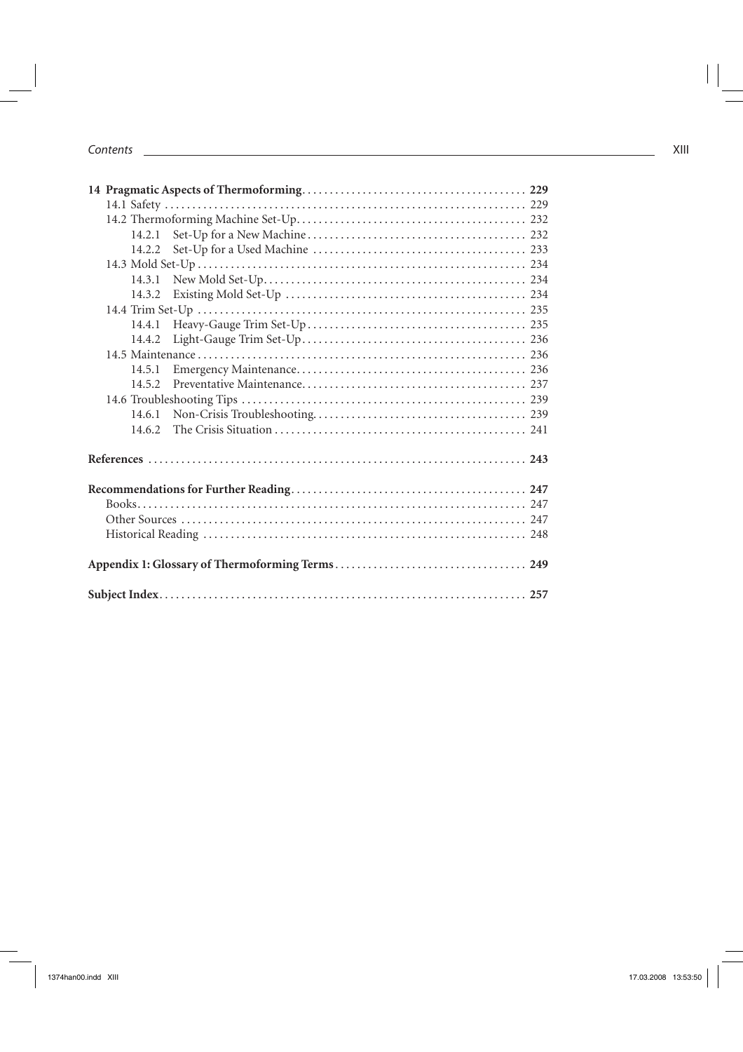**14 Pragmatic Aspects of Thermoforming** . . . . . . . . . . . . . . . . . . . . . . . . . . . . . . . . . . . . . . . . **229**

14.1 Safety . . . . . . . . . . . . . . . . . . . . . . . . . . . . . . . . . . . . . . . . . . . . . . . . . . . . . . . . . . . . . . . . . 229

14.2 Thermoforming Machine Set-Up. . . . . . . . . . . . . . . . . . . . . . . . . . . . . . . . . . . . . . . . . . 232

14.2.1 Set-Up for a New Machine . . . . . . . . . . . . . . . . . . . . . . . . . . . . . . . . . . . . . . . . 232

14.2.2 Set-Up for a Used Machine . . . . . . . . . . . . . . . . . . . . . . . . . . . . . . . . . . . . . . . 233

14.3 Mold Set-Up . . . . . . . . . . . . . . . . . . . . . . . . . . . . . . . . . . . . . . . . . . . . . . . . . . . . . . . . . . . . 234

14.3.1 New Mold Set-Up. . . . . . . . . . . . . . . . . . . . . . . . . . . . . . . . . . . . . . . . . . . . . . . . 234

14.3.2 Existing Mold Set-Up . . . . . . . . . . . . . . . . . . . . . . . . . . . . . . . . . . . . . . . . . . . . 234

14.4 Trim Set-Up . . . . . . . . . . . . . . . . . . . . . . . . . . . . . . . . . . . . . . . . . . . . . . . . . . . . . . . . . . . . 235

14.4.1 Heavy-Gauge Trim Set-Up . . . . . . . . . . . . . . . . . . . . . . . . . . . . . . . . . . . . . . . . 235

14.4.2 Light-Gauge Trim Set-Up . . . . . . . . . . . . . . . . . . . . . . . . . . . . . . . . . . . . . . . . . 236

14.5 Maintenance . . . . . . . . . . . . . . . . . . . . . . . . . . . . . . . . . . . . . . . . . . . . . . . . . . . . . . . . . . . . 236

14.5.1 Emergency Maintenance. . . . . . . . . . . . . . . . . . . . . . . . . . . . . . . . . . . . . . . . . . 236

14.5.2 Preventative Maintenance. . . . . . . . . . . . . . . . . . . . . . . . . . . . . . . . . . . . . . . . . 237

14.6 Troubleshooting Tips . . . . . . . . . . . . . . . . . . . . . . . . . . . . . . . . . . . . . . . . . . . . . . . . . . . . 239

14.6.1 Non-Crisis Troubleshooting. . . . . . . . . . . . . . . . . . . . . . . . . . . . . . . . . . . . . . . 239

14.6.2 The Crisis Situation . . . . . . . . . . . . . . . . . . . . . . . . . . . . . . . . . . . . . . . . . . . . . . 241

**References** . . . . . . . . . . . . . . . . . . . . . . . . . . . . . . . . . . . . . . . . . . . . . . . . . . . . . . . . . . . . . . . . . . . . . **243**

**Recommendations for Further Reading** . . . . . . . . . . . . . . . . . . . . . . . . . . . . . . . . . . . . . . . . . . **247**

Books. . . . . . . . . . . . . . . . . . . . . . . . . . . . . . . . . . . . . . . . . . . . . . . . . . . . . . . . . . . . . . . . . . . . . . 247

Other Sources . . . . . . . . . . . . . . . . . . . . . . . . . . . . . . . . . . . . . . . . . . . . . . . . . . . . . . . . . . . . . . 247

Historical Reading . . . . . . . . . . . . . . . . . . . . . . . . . . . . . . . . . . . . . . . . . . . . . . . . . . . . . . . . . . 248

**Appendix 1: Glossary of Thermoforming Terms** . . . . . . . . . . . . . . . . . . . . . . . . . . . . . . . . . . **249**

**Subject Index** . . . . . . . . . . . . . . . . . . . . . . . . . . . . . . . . . . . . . . . . . . . . . . . . . . . . . . . . . . . . . . . . . . **257**